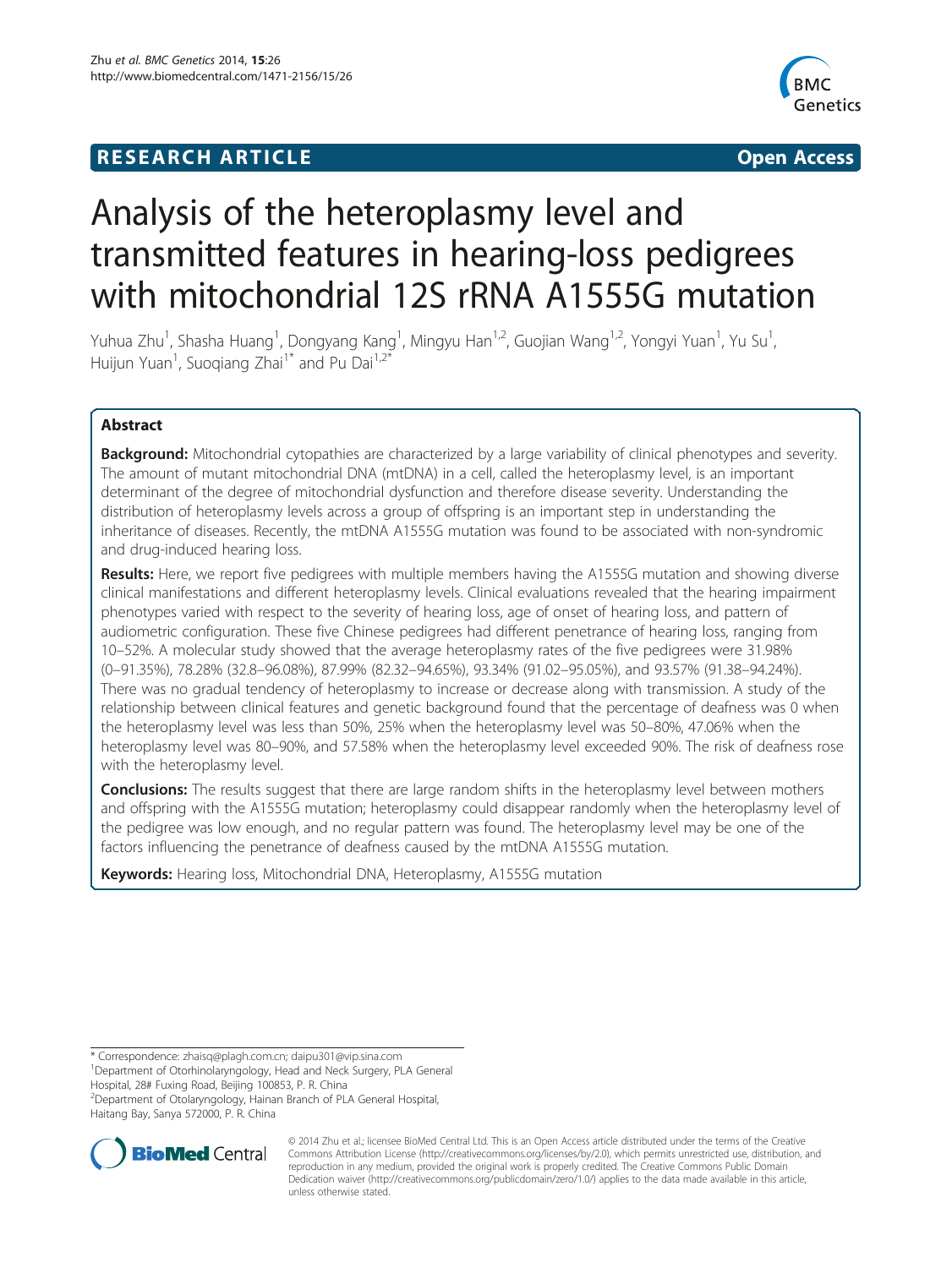**RESEARCH ARTICLE** **Open Access**

# Analysis of the heteroplasmy level and transmitted features in hearing-loss pedigrees with mitochondrial 12S rRNA A1555G mutation

Yuhua Zhu[1], Shasha Huang[1], Dongyang Kang[1], Mingyu Han[1,2], Guojian Wang[1,2], Yongyi Yuan[1], Yu Su[1], Huijun Yuan[1], Suoqiang Zhai[1*] and Pu Dai[1,2*]

## Abstract

**Background:** Mitochondrial cytopathies are characterized by a large variability of clinical phenotypes and severity. The amount of mutant mitochondrial DNA (mtDNA) in a cell, called the heteroplasmy level, is an important determinant of the degree of mitochondrial dysfunction and therefore disease severity. Understanding the distribution of heteroplasmy levels across a group of offspring is an important step in understanding the inheritance of diseases. Recently, the mtDNA A1555G mutation was found to be associated with non-syndromic and drug-induced hearing loss.

**Results:** Here, we report five pedigrees with multiple members having the A1555G mutation and showing diverse clinical manifestations and different heteroplasmy levels. Clinical evaluations revealed that the hearing impairment phenotypes varied with respect to the severity of hearing loss, age of onset of hearing loss, and pattern of audiometric configuration. These five Chinese pedigrees had different penetrance of hearing loss, ranging from 10–52%. A molecular study showed that the average heteroplasmy rates of the five pedigrees were 31.98% (0–91.35%), 78.28% (32.8–96.08%), 87.99% (82.32–94.65%), 93.34% (91.02–95.05%), and 93.57% (91.38–94.24%). There was no gradual tendency of heteroplasmy to increase or decrease along with transmission. A study of the relationship between clinical features and genetic background found that the percentage of deafness was 0 when the heteroplasmy level was less than 50%, 25% when the heteroplasmy level was 50–80%, 47.06% when the heteroplasmy level was 80–90%, and 57.58% when the heteroplasmy level exceeded 90%. The risk of deafness rose with the heteroplasmy level.

**Conclusions:** The results suggest that there are large random shifts in the heteroplasmy level between mothers and offspring with the A1555G mutation; heteroplasmy could disappear randomly when the heteroplasmy level of the pedigree was low enough, and no regular pattern was found. The heteroplasmy level may be one of the factors influencing the penetrance of deafness caused by the mtDNA A1555G mutation.

**Keywords:** Hearing loss, Mitochondrial DNA, Heteroplasmy, A1555G mutation

---

\* Correspondence: zhaisq@plagh.com.cn; daipu301@vip.sina.com
[1]Department of Otorhinolaryngology, Head and Neck Surgery, PLA General Hospital, 28# Fuxing Road, Beijing 100853, P. R. China
[2]Department of Otolaryngology, Hainan Branch of PLA General Hospital, Haitang Bay, Sanya 572000, P. R. China

© 2014 Zhu et al.; licensee BioMed Central Ltd. This is an Open Access article distributed under the terms of the Creative Commons Attribution License (http://creativecommons.org/licenses/by/2.0), which permits unrestricted use, distribution, and reproduction in any medium, provided the original work is properly credited. The Creative Commons Public Domain Dedication waiver (http://creativecommons.org/publicdomain/zero/1.0/) applies to the data made available in this article, unless otherwise stated.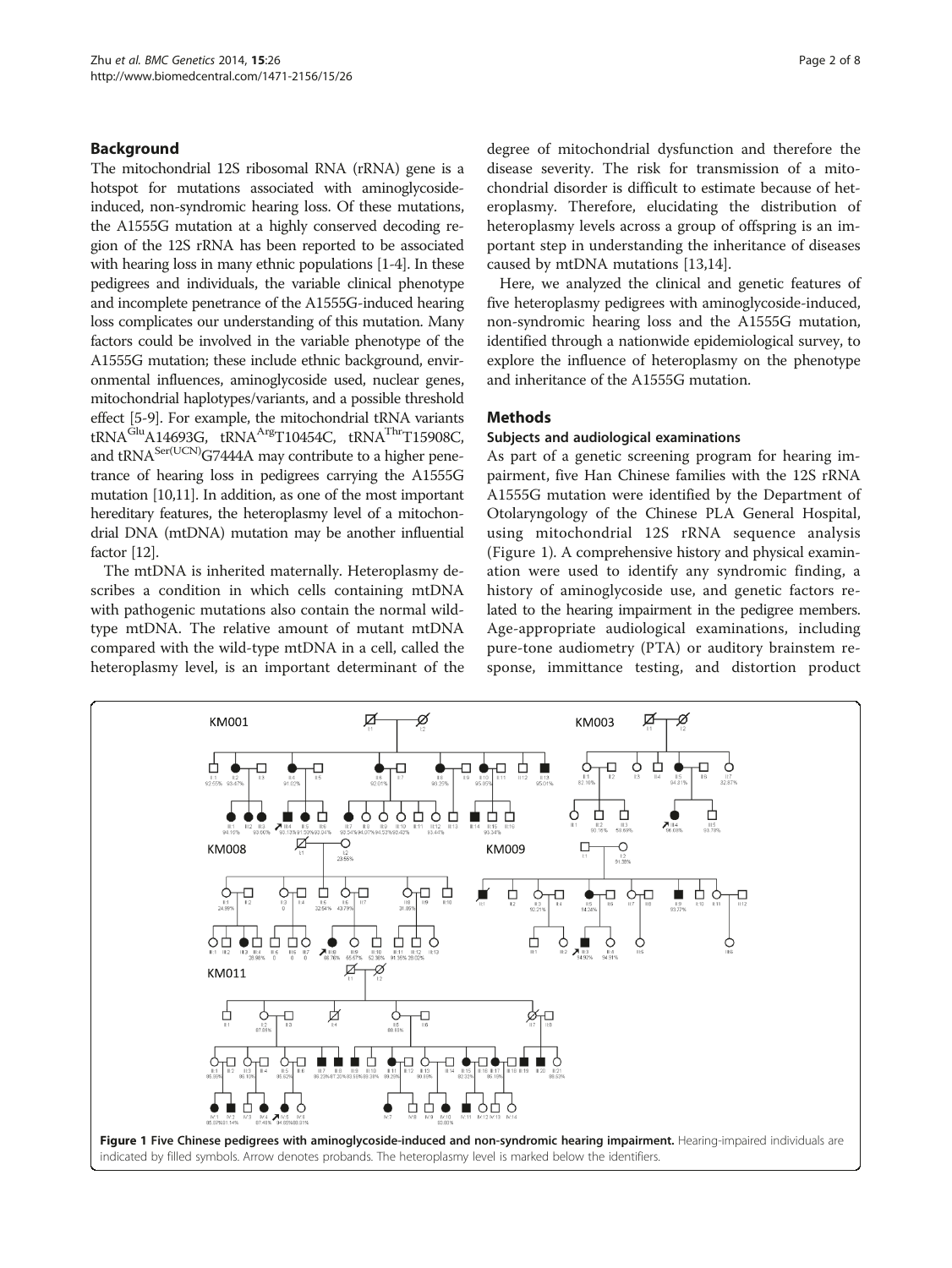## Background

The mitochondrial 12S ribosomal RNA (rRNA) gene is a hotspot for mutations associated with aminoglycoside-induced, non-syndromic hearing loss. Of these mutations, the A1555G mutation at a highly conserved decoding region of the 12S rRNA has been reported to be associated with hearing loss in many ethnic populations [1-4]. In these pedigrees and individuals, the variable clinical phenotype and incomplete penetrance of the A1555G-induced hearing loss complicates our understanding of this mutation. Many factors could be involved in the variable phenotype of the A1555G mutation; these include ethnic background, environmental influences, aminoglycoside used, nuclear genes, mitochondrial haplotypes/variants, and a possible threshold effect [5-9]. For example, the mitochondrial tRNA variants $tRNA^{Glu}$A14693G, $tRNA^{Arg}$T10454C, $tRNA^{Thr}$T15908C, and $tRNA^{Ser(UCN)}$G7444A may contribute to a higher penetrance of hearing loss in pedigrees carrying the A1555G mutation [10,11]. In addition, as one of the most important hereditary features, the heteroplasmy level of a mitochondrial DNA (mtDNA) mutation may be another influential factor [12].

The mtDNA is inherited maternally. Heteroplasmy describes a condition in which cells containing mtDNA with pathogenic mutations also contain the normal wild-type mtDNA. The relative amount of mutant mtDNA compared with the wild-type mtDNA in a cell, called the heteroplasmy level, is an important determinant of the degree of mitochondrial dysfunction and therefore the disease severity. The risk for transmission of a mitochondrial disorder is difficult to estimate because of heteroplasmy. Therefore, elucidating the distribution of heteroplasmy levels across a group of offspring is an important step in understanding the inheritance of diseases caused by mtDNA mutations [13,14].

Here, we analyzed the clinical and genetic features of five heteroplasmy pedigrees with aminoglycoside-induced, non-syndromic hearing loss and the A1555G mutation, identified through a nationwide epidemiological survey, to explore the influence of heteroplasmy on the phenotype and inheritance of the A1555G mutation.

## Methods

### Subjects and audiological examinations

As part of a genetic screening program for hearing impairment, five Han Chinese families with the 12S rRNA A1555G mutation were identified by the Department of Otolaryngology of the Chinese PLA General Hospital, using mitochondrial 12S rRNA sequence analysis (Figure 1). A comprehensive history and physical examination were used to identify any syndromic finding, a history of aminoglycoside use, and genetic factors related to the hearing impairment in the pedigree members. Age-appropriate audiological examinations, including pure-tone audiometry (PTA) or auditory brainstem response, immittance testing, and distortion product

**Figure 1 Five Chinese pedigrees with aminoglycoside-induced and non-syndromic hearing impairment.** Hearing-impaired individuals are indicated by filled symbols. Arrow denotes probands. The heteroplasmy level is marked below the identifiers.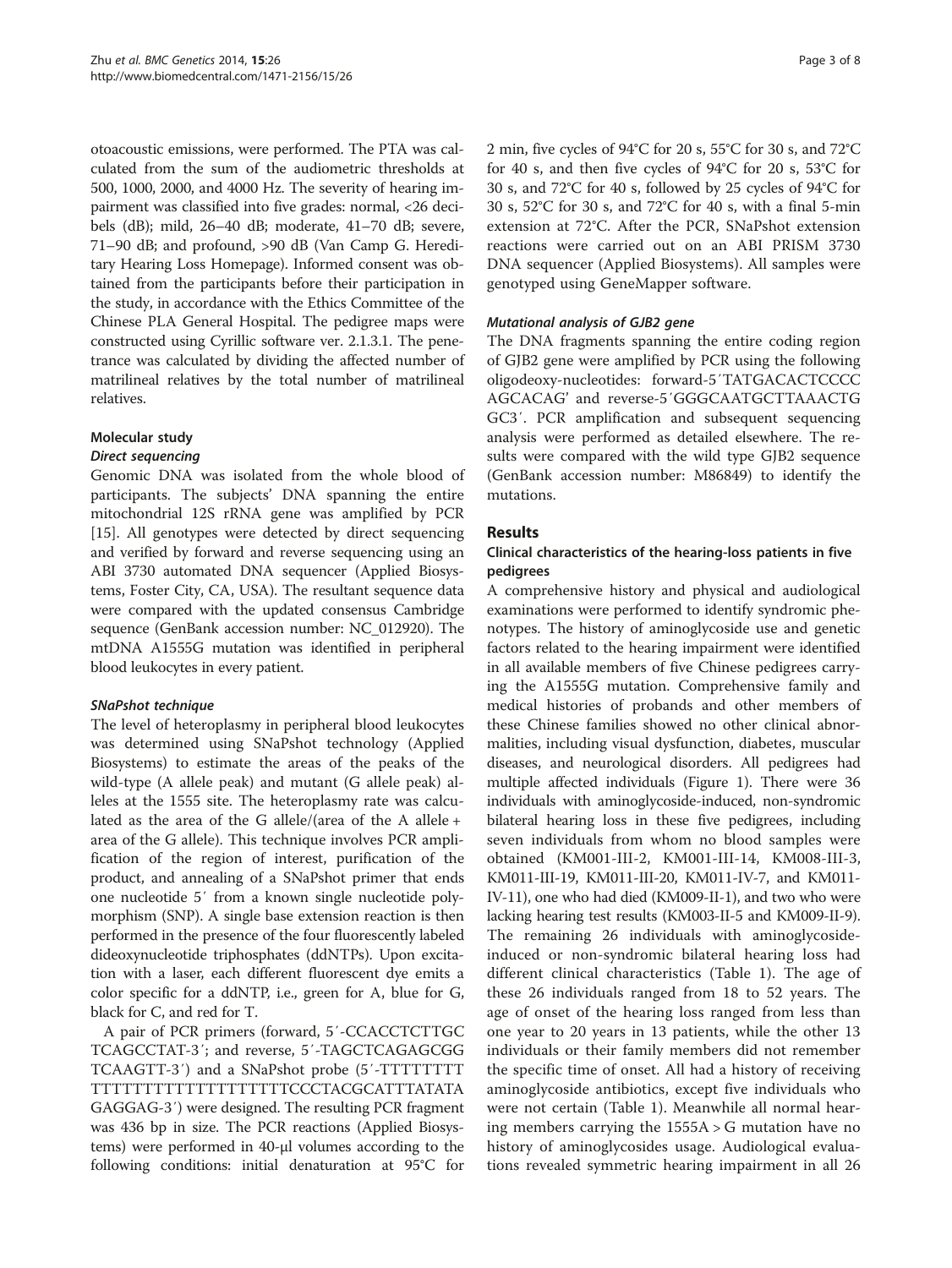otoacoustic emissions, were performed. The PTA was calculated from the sum of the audiometric thresholds at 500, 1000, 2000, and 4000 Hz. The severity of hearing impairment was classified into five grades: normal, <26 decibels (dB); mild, 26–40 dB; moderate, 41–70 dB; severe, 71–90 dB; and profound, >90 dB (Van Camp G. Hereditary Hearing Loss Homepage). Informed consent was obtained from the participants before their participation in the study, in accordance with the Ethics Committee of the Chinese PLA General Hospital. The pedigree maps were constructed using Cyrillic software ver. 2.1.3.1. The penetrance was calculated by dividing the affected number of matrilineal relatives by the total number of matrilineal relatives.

### Molecular study

#### *Direct sequencing*

Genomic DNA was isolated from the whole blood of participants. The subjects' DNA spanning the entire mitochondrial 12S rRNA gene was amplified by PCR [15]. All genotypes were detected by direct sequencing and verified by forward and reverse sequencing using an ABI 3730 automated DNA sequencer (Applied Biosystems, Foster City, CA, USA). The resultant sequence data were compared with the updated consensus Cambridge sequence (GenBank accession number: NC_012920). The mtDNA A1555G mutation was identified in peripheral blood leukocytes in every patient.

#### *SNaPshot technique*

The level of heteroplasmy in peripheral blood leukocytes was determined using SNaPshot technology (Applied Biosystems) to estimate the areas of the peaks of the wild-type (A allele peak) and mutant (G allele peak) alleles at the 1555 site. The heteroplasmy rate was calculated as the area of the G allele/(area of the A allele + area of the G allele). This technique involves PCR amplification of the region of interest, purification of the product, and annealing of a SNaPshot primer that ends one nucleotide 5′ from a known single nucleotide polymorphism (SNP). A single base extension reaction is then performed in the presence of the four fluorescently labeled dideoxynucleotide triphosphates (ddNTPs). Upon excitation with a laser, each different fluorescent dye emits a color specific for a ddNTP, i.e., green for A, blue for G, black for C, and red for T.

A pair of PCR primers (forward, 5′-CCACCTCTTGC TCAGCCTAT-3′; and reverse, 5′-TAGCTCAGAGCGG TCAAGTT-3′) and a SNaPshot probe (5′-TTTTTTTT TTTTTTTTTTTTTTTTTTTCCCTACGCATTTATATA GAGGAG-3′) were designed. The resulting PCR fragment was 436 bp in size. The PCR reactions (Applied Biosystems) were performed in 40-μl volumes according to the following conditions: initial denaturation at 95°C for 2 min, five cycles of 94°C for 20 s, 55°C for 30 s, and 72°C for 40 s, and then five cycles of 94°C for 20 s, 53°C for 30 s, and 72°C for 40 s, followed by 25 cycles of 94°C for 30 s, 52°C for 30 s, and 72°C for 40 s, with a final 5-min extension at 72°C. After the PCR, SNaPshot extension reactions were carried out on an ABI PRISM 3730 DNA sequencer (Applied Biosystems). All samples were genotyped using GeneMapper software.

#### *Mutational analysis of GJB2 gene*

The DNA fragments spanning the entire coding region of GJB2 gene were amplified by PCR using the following oligodeoxy-nucleotides: forward-5′TATGACACTCCCC AGCACAG' and reverse-5′GGGCAATGCTTAAACTG GC3′. PCR amplification and subsequent sequencing analysis were performed as detailed elsewhere. The results were compared with the wild type GJB2 sequence (GenBank accession number: M86849) to identify the mutations.

## Results

### Clinical characteristics of the hearing-loss patients in five pedigrees

A comprehensive history and physical and audiological examinations were performed to identify syndromic phenotypes. The history of aminoglycoside use and genetic factors related to the hearing impairment were identified in all available members of five Chinese pedigrees carrying the A1555G mutation. Comprehensive family and medical histories of probands and other members of these Chinese families showed no other clinical abnormalities, including visual dysfunction, diabetes, muscular diseases, and neurological disorders. All pedigrees had multiple affected individuals (Figure 1). There were 36 individuals with aminoglycoside-induced, non-syndromic bilateral hearing loss in these five pedigrees, including seven individuals from whom no blood samples were obtained (KM001-III-2, KM001-III-14, KM008-III-3, KM011-III-19, KM011-III-20, KM011-IV-7, and KM011-IV-11), one who had died (KM009-II-1), and two who were lacking hearing test results (KM003-II-5 and KM009-II-9). The remaining 26 individuals with aminoglycoside-induced or non-syndromic bilateral hearing loss had different clinical characteristics (Table 1). The age of these 26 individuals ranged from 18 to 52 years. The age of onset of the hearing loss ranged from less than one year to 20 years in 13 patients, while the other 13 individuals or their family members did not remember the specific time of onset. All had a history of receiving aminoglycoside antibiotics, except five individuals who were not certain (Table 1). Meanwhile all normal hearing members carrying the 1555A > G mutation have no history of aminoglycosides usage. Audiological evaluations revealed symmetric hearing impairment in all 26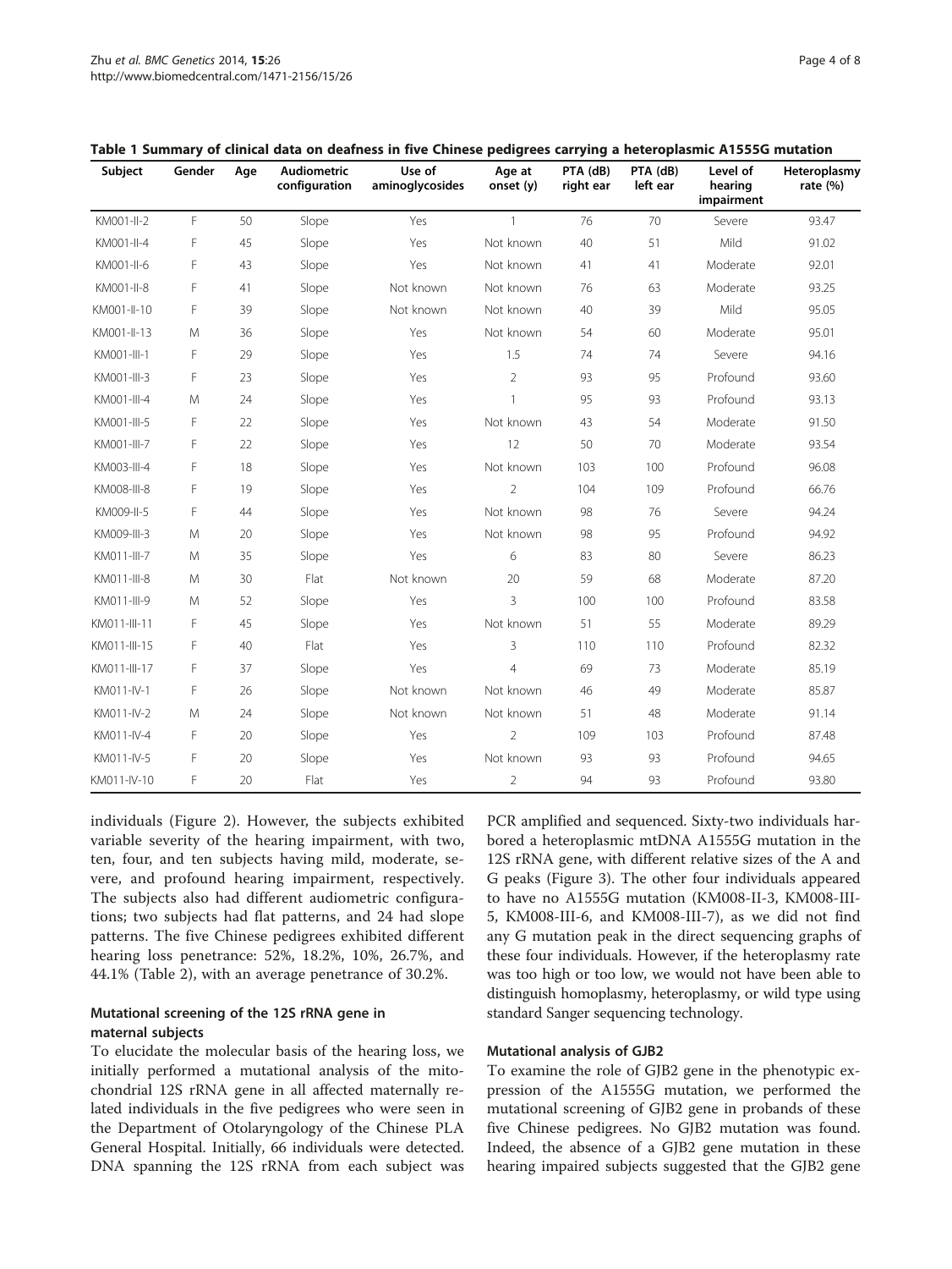**Table 1 Summary of clinical data on deafness in five Chinese pedigrees carrying a heteroplasmic A1555G mutation**

| Subject | Gender | Age | Audiometric configuration | Use of aminoglycosides | Age at onset (y) | PTA (dB) right ear | PTA (dB) left ear | Level of hearing impairment | Heteroplasmy rate (%) |
|---|---|---|---|---|---|---|---|---|---|
| KM001-II-2 | F | 50 | Slope | Yes | 1 | 76 | 70 | Severe | 93.47 |
| KM001-II-4 | F | 45 | Slope | Yes | Not known | 40 | 51 | Mild | 91.02 |
| KM001-II-6 | F | 43 | Slope | Yes | Not known | 41 | 41 | Moderate | 92.01 |
| KM001-II-8 | F | 41 | Slope | Not known | Not known | 76 | 63 | Moderate | 93.25 |
| KM001-II-10 | F | 39 | Slope | Not known | Not known | 40 | 39 | Mild | 95.05 |
| KM001-II-13 | M | 36 | Slope | Yes | Not known | 54 | 60 | Moderate | 95.01 |
| KM001-III-1 | F | 29 | Slope | Yes | 1.5 | 74 | 74 | Severe | 94.16 |
| KM001-III-3 | F | 23 | Slope | Yes | 2 | 93 | 95 | Profound | 93.60 |
| KM001-III-4 | M | 24 | Slope | Yes | 1 | 95 | 93 | Profound | 93.13 |
| KM001-III-5 | F | 22 | Slope | Yes | Not known | 43 | 54 | Moderate | 91.50 |
| KM001-III-7 | F | 22 | Slope | Yes | 12 | 50 | 70 | Moderate | 93.54 |
| KM003-III-4 | F | 18 | Slope | Yes | Not known | 103 | 100 | Profound | 96.08 |
| KM008-III-8 | F | 19 | Slope | Yes | 2 | 104 | 109 | Profound | 66.76 |
| KM009-II-5 | F | 44 | Slope | Yes | Not known | 98 | 76 | Severe | 94.24 |
| KM009-III-3 | M | 20 | Slope | Yes | Not known | 98 | 95 | Profound | 94.92 |
| KM011-III-7 | M | 35 | Slope | Yes | 6 | 83 | 80 | Severe | 86.23 |
| KM011-III-8 | M | 30 | Flat | Not known | 20 | 59 | 68 | Moderate | 87.20 |
| KM011-III-9 | M | 52 | Slope | Yes | 3 | 100 | 100 | Profound | 83.58 |
| KM011-III-11 | F | 45 | Slope | Yes | Not known | 51 | 55 | Moderate | 89.29 |
| KM011-III-15 | F | 40 | Flat | Yes | 3 | 110 | 110 | Profound | 82.32 |
| KM011-III-17 | F | 37 | Slope | Yes | 4 | 69 | 73 | Moderate | 85.19 |
| KM011-IV-1 | F | 26 | Slope | Not known | Not known | 46 | 49 | Moderate | 85.87 |
| KM011-IV-2 | M | 24 | Slope | Not known | Not known | 51 | 48 | Moderate | 91.14 |
| KM011-IV-4 | F | 20 | Slope | Yes | 2 | 109 | 103 | Profound | 87.48 |
| KM011-IV-5 | F | 20 | Slope | Yes | Not known | 93 | 93 | Profound | 94.65 |
| KM011-IV-10 | F | 20 | Flat | Yes | 2 | 94 | 93 | Profound | 93.80 |

individuals (Figure 2). However, the subjects exhibited variable severity of the hearing impairment, with two, ten, four, and ten subjects having mild, moderate, severe, and profound hearing impairment, respectively. The subjects also had different audiometric configurations; two subjects had flat patterns, and 24 had slope patterns. The five Chinese pedigrees exhibited different hearing loss penetrance: 52%, 18.2%, 10%, 26.7%, and 44.1% (Table 2), with an average penetrance of 30.2%.

### Mutational screening of the 12S rRNA gene in maternal subjects

To elucidate the molecular basis of the hearing loss, we initially performed a mutational analysis of the mitochondrial 12S rRNA gene in all affected maternally related individuals in the five pedigrees who were seen in the Department of Otolaryngology of the Chinese PLA General Hospital. Initially, 66 individuals were detected. DNA spanning the 12S rRNA from each subject was PCR amplified and sequenced. Sixty-two individuals harbored a heteroplasmic mtDNA A1555G mutation in the 12S rRNA gene, with different relative sizes of the A and G peaks (Figure 3). The other four individuals appeared to have no A1555G mutation (KM008-II-3, KM008-III-5, KM008-III-6, and KM008-III-7), as we did not find any G mutation peak in the direct sequencing graphs of these four individuals. However, if the heteroplasmy rate was too high or too low, we would not have been able to distinguish homoplasmy, heteroplasmy, or wild type using standard Sanger sequencing technology.

### Mutational analysis of GJB2

To examine the role of GJB2 gene in the phenotypic expression of the A1555G mutation, we performed the mutational screening of GJB2 gene in probands of these five Chinese pedigrees. No GJB2 mutation was found. Indeed, the absence of a GJB2 gene mutation in these hearing impaired subjects suggested that the GJB2 gene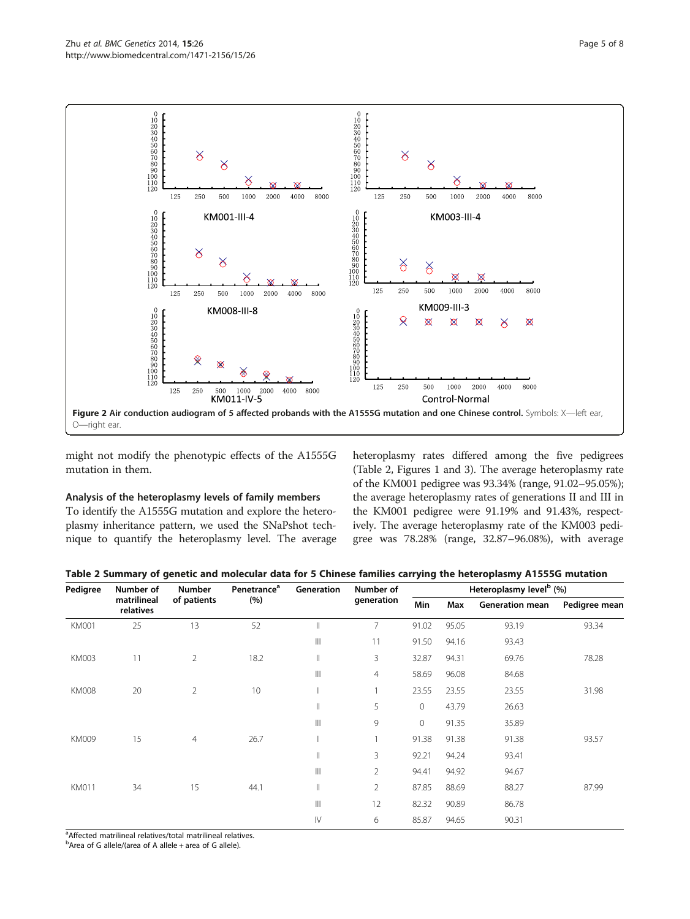Figure 2 Air conduction audiogram of 5 affected probands with the A1555G mutation and one Chinese control. Symbols: X—left ear, O—right ear.

might not modify the phenotypic effects of the A1555G mutation in them.

### Analysis of the heteroplasmy levels of family members

To identify the A1555G mutation and explore the heteroplasmy inheritance pattern, we used the SNaPshot technique to quantify the heteroplasmy level. The average heteroplasmy rates differed among the five pedigrees (Table 2, Figures 1 and 3). The average heteroplasmy rate of the KM001 pedigree was 93.34% (range, 91.02–95.05%); the average heteroplasmy rates of generations II and III in the KM001 pedigree were 91.19% and 91.43%, respectively. The average heteroplasmy rate of the KM003 pedigree was 78.28% (range, 32.87–96.08%), with average

**Table 2 Summary of genetic and molecular data for 5 Chinese families carrying the heteroplasmy A1555G mutation**

| Pedigree | Number of matrilineal relatives | Number of patients | Penetrance[a] (%) | Generation | Number of generation | Heteroplasmy level[b] (%) | | | |
|---|---|---|---|---|---|---|---|---|---|
| | | | | | | Min | Max | Generation mean | Pedigree mean |
| KM001 | 25 | 13 | 52 | II | 7 | 91.02 | 95.05 | 93.19 | 93.34 |
| | | | | III | 11 | 91.50 | 94.16 | 93.43 | |
| KM003 | 11 | 2 | 18.2 | II | 3 | 32.87 | 94.31 | 69.76 | 78.28 |
| | | | | III | 4 | 58.69 | 96.08 | 84.68 | |
| KM008 | 20 | 2 | 10 | I | 1 | 23.55 | 23.55 | 23.55 | 31.98 |
| | | | | II | 5 | 0 | 43.79 | 26.63 | |
| | | | | III | 9 | 0 | 91.35 | 35.89 | |
| KM009 | 15 | 4 | 26.7 | I | 1 | 91.38 | 91.38 | 91.38 | 93.57 |
| | | | | II | 3 | 92.21 | 94.24 | 93.41 | |
| | | | | III | 2 | 94.41 | 94.92 | 94.67 | |
| KM011 | 34 | 15 | 44.1 | II | 2 | 87.85 | 88.69 | 88.27 | 87.99 |
| | | | | III | 12 | 82.32 | 90.89 | 86.78 | |
| | | | | IV | 6 | 85.87 | 94.65 | 90.31 | |

[a]Affected matrilineal relatives/total matrilineal relatives.
[b]Area of G allele/(area of A allele + area of G allele).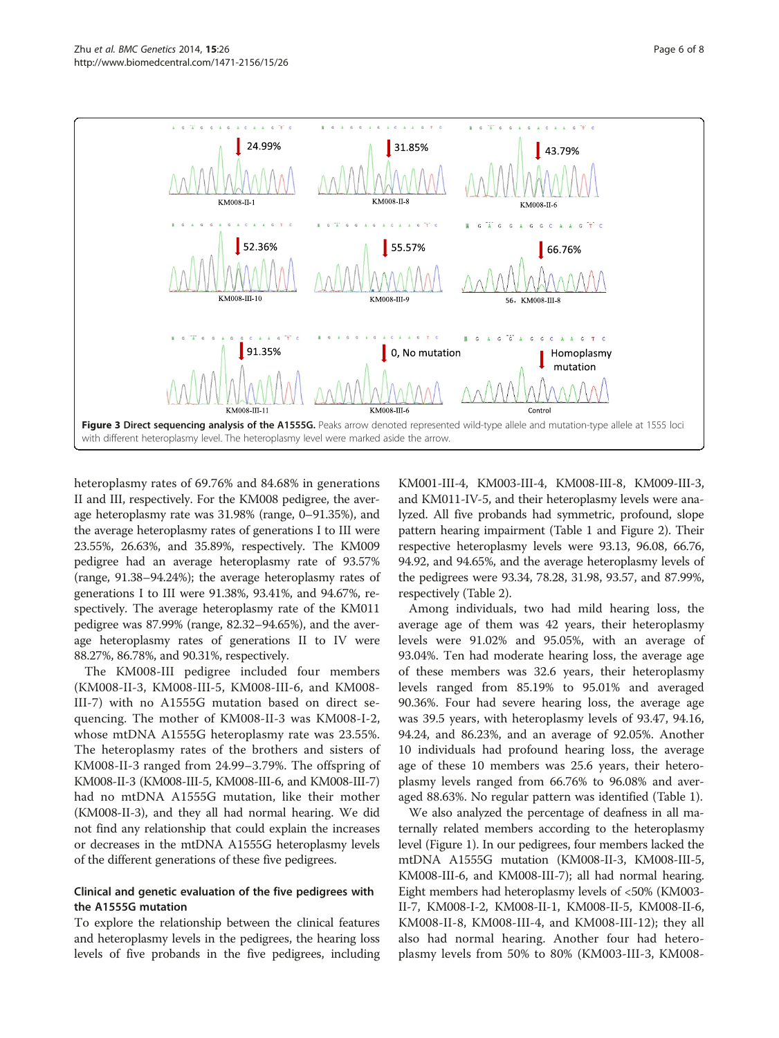Figure 3 Direct sequencing analysis of the A1555G. Peaks arrow denoted represented wild-type allele and mutation-type allele at 1555 loci with different heteroplasmy level. The heteroplasmy level were marked aside the arrow.

heteroplasmy rates of 69.76% and 84.68% in generations II and III, respectively. For the KM008 pedigree, the average heteroplasmy rate was 31.98% (range, 0–91.35%), and the average heteroplasmy rates of generations I to III were 23.55%, 26.63%, and 35.89%, respectively. The KM009 pedigree had an average heteroplasmy rate of 93.57% (range, 91.38–94.24%); the average heteroplasmy rates of generations I to III were 91.38%, 93.41%, and 94.67%, respectively. The average heteroplasmy rate of the KM011 pedigree was 87.99% (range, 82.32–94.65%), and the average heteroplasmy rates of generations II to IV were 88.27%, 86.78%, and 90.31%, respectively.

The KM008-III pedigree included four members (KM008-II-3, KM008-III-5, KM008-III-6, and KM008-III-7) with no A1555G mutation based on direct sequencing. The mother of KM008-II-3 was KM008-I-2, whose mtDNA A1555G heteroplasmy rate was 23.55%. The heteroplasmy rates of the brothers and sisters of KM008-II-3 ranged from 24.99–3.79%. The offspring of KM008-II-3 (KM008-III-5, KM008-III-6, and KM008-III-7) had no mtDNA A1555G mutation, like their mother (KM008-II-3), and they all had normal hearing. We did not find any relationship that could explain the increases or decreases in the mtDNA A1555G heteroplasmy levels of the different generations of these five pedigrees.

## Clinical and genetic evaluation of the five pedigrees with the A1555G mutation

To explore the relationship between the clinical features and heteroplasmy levels in the pedigrees, the hearing loss levels of five probands in the five pedigrees, including KM001-III-4, KM003-III-4, KM008-III-8, KM009-III-3, and KM011-IV-5, and their heteroplasmy levels were analyzed. All five probands had symmetric, profound, slope pattern hearing impairment (Table 1 and Figure 2). Their respective heteroplasmy levels were 93.13, 96.08, 66.76, 94.92, and 94.65%, and the average heteroplasmy levels of the pedigrees were 93.34, 78.28, 31.98, 93.57, and 87.99%, respectively (Table 2).

Among individuals, two had mild hearing loss, the average age of them was 42 years, their heteroplasmy levels were 91.02% and 95.05%, with an average of 93.04%. Ten had moderate hearing loss, the average age of these members was 32.6 years, their heteroplasmy levels ranged from 85.19% to 95.01% and averaged 90.36%. Four had severe hearing loss, the average age was 39.5 years, with heteroplasmy levels of 93.47, 94.16, 94.24, and 86.23%, and an average of 92.05%. Another 10 individuals had profound hearing loss, the average age of these 10 members was 25.6 years, their heteroplasmy levels ranged from 66.76% to 96.08% and averaged 88.63%. No regular pattern was identified (Table 1).

We also analyzed the percentage of deafness in all maternally related members according to the heteroplasmy level (Figure 1). In our pedigrees, four members lacked the mtDNA A1555G mutation (KM008-II-3, KM008-III-5, KM008-III-6, and KM008-III-7); all had normal hearing. Eight members had heteroplasmy levels of <50% (KM003-II-7, KM008-I-2, KM008-II-1, KM008-II-5, KM008-II-6, KM008-II-8, KM008-III-4, and KM008-III-12); they all also had normal hearing. Another four had heteroplasmy levels from 50% to 80% (KM003-III-3, KM008-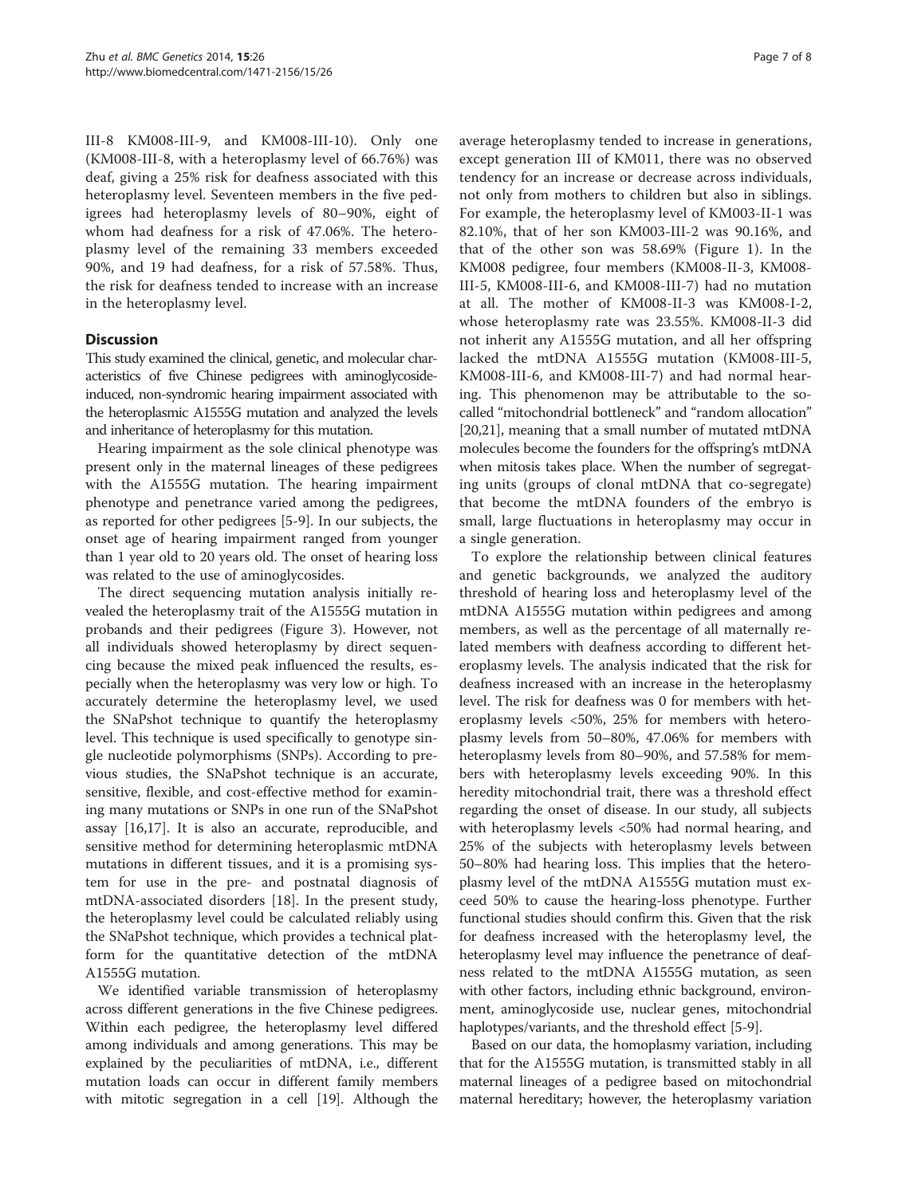III-8 KM008-III-9, and KM008-III-10). Only one (KM008-III-8, with a heteroplasmy level of 66.76%) was deaf, giving a 25% risk for deafness associated with this heteroplasmy level. Seventeen members in the five pedigrees had heteroplasmy levels of 80–90%, eight of whom had deafness for a risk of 47.06%. The heteroplasmy level of the remaining 33 members exceeded 90%, and 19 had deafness, for a risk of 57.58%. Thus, the risk for deafness tended to increase with an increase in the heteroplasmy level.

## Discussion

This study examined the clinical, genetic, and molecular characteristics of five Chinese pedigrees with aminoglycoside-induced, non-syndromic hearing impairment associated with the heteroplasmic A1555G mutation and analyzed the levels and inheritance of heteroplasmy for this mutation.

Hearing impairment as the sole clinical phenotype was present only in the maternal lineages of these pedigrees with the A1555G mutation. The hearing impairment phenotype and penetrance varied among the pedigrees, as reported for other pedigrees [5-9]. In our subjects, the onset age of hearing impairment ranged from younger than 1 year old to 20 years old. The onset of hearing loss was related to the use of aminoglycosides.

The direct sequencing mutation analysis initially revealed the heteroplasmy trait of the A1555G mutation in probands and their pedigrees (Figure 3). However, not all individuals showed heteroplasmy by direct sequencing because the mixed peak influenced the results, especially when the heteroplasmy was very low or high. To accurately determine the heteroplasmy level, we used the SNaPshot technique to quantify the heteroplasmy level. This technique is used specifically to genotype single nucleotide polymorphisms (SNPs). According to previous studies, the SNaPshot technique is an accurate, sensitive, flexible, and cost-effective method for examining many mutations or SNPs in one run of the SNaPshot assay [16,17]. It is also an accurate, reproducible, and sensitive method for determining heteroplasmic mtDNA mutations in different tissues, and it is a promising system for use in the pre- and postnatal diagnosis of mtDNA-associated disorders [18]. In the present study, the heteroplasmy level could be calculated reliably using the SNaPshot technique, which provides a technical platform for the quantitative detection of the mtDNA A1555G mutation.

We identified variable transmission of heteroplasmy across different generations in the five Chinese pedigrees. Within each pedigree, the heteroplasmy level differed among individuals and among generations. This may be explained by the peculiarities of mtDNA, i.e., different mutation loads can occur in different family members with mitotic segregation in a cell [19]. Although the average heteroplasmy tended to increase in generations, except generation III of KM011, there was no observed tendency for an increase or decrease across individuals, not only from mothers to children but also in siblings. For example, the heteroplasmy level of KM003-II-1 was 82.10%, that of her son KM003-III-2 was 90.16%, and that of the other son was 58.69% (Figure 1). In the KM008 pedigree, four members (KM008-II-3, KM008-III-5, KM008-III-6, and KM008-III-7) had no mutation at all. The mother of KM008-II-3 was KM008-I-2, whose heteroplasmy rate was 23.55%. KM008-II-3 did not inherit any A1555G mutation, and all her offspring lacked the mtDNA A1555G mutation (KM008-III-5, KM008-III-6, and KM008-III-7) and had normal hearing. This phenomenon may be attributable to the so-called "mitochondrial bottleneck" and "random allocation" [20,21], meaning that a small number of mutated mtDNA molecules become the founders for the offspring's mtDNA when mitosis takes place. When the number of segregating units (groups of clonal mtDNA that co-segregate) that become the mtDNA founders of the embryo is small, large fluctuations in heteroplasmy may occur in a single generation.

To explore the relationship between clinical features and genetic backgrounds, we analyzed the auditory threshold of hearing loss and heteroplasmy level of the mtDNA A1555G mutation within pedigrees and among members, as well as the percentage of all maternally related members with deafness according to different heteroplasmy levels. The analysis indicated that the risk for deafness increased with an increase in the heteroplasmy level. The risk for deafness was 0 for members with heteroplasmy levels <50%, 25% for members with heteroplasmy levels from 50–80%, 47.06% for members with heteroplasmy levels from 80–90%, and 57.58% for members with heteroplasmy levels exceeding 90%. In this heredity mitochondrial trait, there was a threshold effect regarding the onset of disease. In our study, all subjects with heteroplasmy levels <50% had normal hearing, and 25% of the subjects with heteroplasmy levels between 50–80% had hearing loss. This implies that the heteroplasmy level of the mtDNA A1555G mutation must exceed 50% to cause the hearing-loss phenotype. Further functional studies should confirm this. Given that the risk for deafness increased with the heteroplasmy level, the heteroplasmy level may influence the penetrance of deafness related to the mtDNA A1555G mutation, as seen with other factors, including ethnic background, environment, aminoglycoside use, nuclear genes, mitochondrial haplotypes/variants, and the threshold effect [5-9].

Based on our data, the homoplasmy variation, including that for the A1555G mutation, is transmitted stably in all maternal lineages of a pedigree based on mitochondrial maternal hereditary; however, the heteroplasmy variation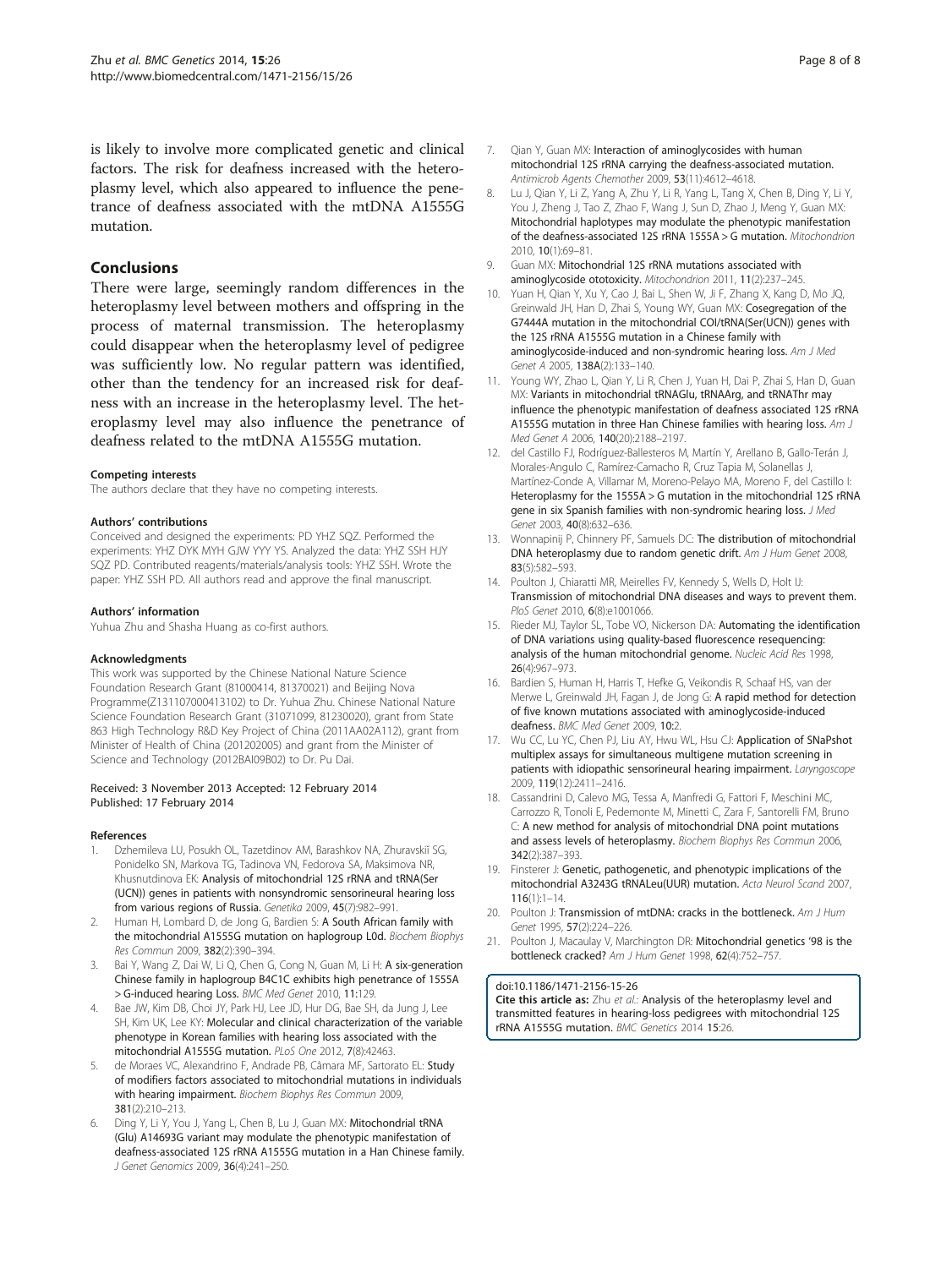is likely to involve more complicated genetic and clinical factors. The risk for deafness increased with the heteroplasmy level, which also appeared to influence the penetrance of deafness associated with the mtDNA A1555G mutation.

## Conclusions

There were large, seemingly random differences in the heteroplasmy level between mothers and offspring in the process of maternal transmission. The heteroplasmy could disappear when the heteroplasmy level of pedigree was sufficiently low. No regular pattern was identified, other than the tendency for an increased risk for deafness with an increase in the heteroplasmy level. The heteroplasmy level may also influence the penetrance of deafness related to the mtDNA A1555G mutation.

#### Competing interests

The authors declare that they have no competing interests.

#### Authors' contributions

Conceived and designed the experiments: PD YHZ SQZ. Performed the experiments: YHZ DYK MYH GJW YYY YS. Analyzed the data: YHZ SSH HJY SQZ PD. Contributed reagents/materials/analysis tools: YHZ SSH. Wrote the paper: YHZ SSH PD. All authors read and approve the final manuscript.

#### Authors' information

Yuhua Zhu and Shasha Huang as co-first authors.

#### Acknowledgments

This work was supported by the Chinese National Nature Science Foundation Research Grant (81000414, 81370021) and Beijing Nova Programme(Z131107000413102) to Dr. Yuhua Zhu. Chinese National Nature Science Foundation Research Grant (31071099, 81230020), grant from State 863 High Technology R&D Key Project of China (2011AA02A112), grant from Minister of Health of China (201202005) and grant from the Minister of Science and Technology (2012BAI09B02) to Dr. Pu Dai.

Received: 3 November 2013 Accepted: 12 February 2014
Published: 17 February 2014

#### References

1. Dzhemileva LU, Posukh OL, Tazetdinov AM, Barashkov NA, Zhuravskiĭ SG, Ponidelko SN, Markova TG, Tadinova VN, Fedorova SA, Maksimova NR, Khusnutdinova EK: **Analysis of mitochondrial 12S rRNA and tRNA(Ser (UCN)) genes in patients with nonsyndromic sensorineural hearing loss from various regions of Russia.** *Genetika* 2009, **45**(7):982–991.
2. Human H, Lombard D, de Jong G, Bardien S: **A South African family with the mitochondrial A1555G mutation on haplogroup L0d.** *Biochem Biophys Res Commun* 2009, **382**(2):390–394.
3. Bai Y, Wang Z, Dai W, Li Q, Chen G, Cong N, Guan M, Li H: **A six-generation Chinese family in haplogroup B4C1C exhibits high penetrance of 1555A > G-induced hearing Loss.** *BMC Med Genet* 2010, **11**:129.
4. Bae JW, Kim DB, Choi JY, Park HJ, Lee JD, Hur DG, Bae SH, da Jung J, Lee SH, Kim UK, Lee KY: **Molecular and clinical characterization of the variable phenotype in Korean families with hearing loss associated with the mitochondrial A1555G mutation.** *PLoS One* 2012, **7**(8):42463.
5. de Moraes VC, Alexandrino F, Andrade PB, Câmara MF, Sartorato EL: **Study of modifiers factors associated to mitochondrial mutations in individuals with hearing impairment.** *Biochem Biophys Res Commun* 2009, **381**(2):210–213.
6. Ding Y, Li Y, You J, Yang L, Chen B, Lu J, Guan MX: **Mitochondrial tRNA (Glu) A14693G variant may modulate the phenotypic manifestation of deafness-associated 12S rRNA A1555G mutation in a Han Chinese family.** *J Genet Genomics* 2009, **36**(4):241–250.
7. Qian Y, Guan MX: **Interaction of aminoglycosides with human mitochondrial 12S rRNA carrying the deafness-associated mutation.** *Antimicrob Agents Chemother* 2009, **53**(11):4612–4618.
8. Lu J, Qian Y, Li Z, Yang A, Zhu Y, Li R, Yang L, Tang X, Chen B, Ding Y, Li Y, You J, Zheng J, Tao Z, Zhao F, Wang J, Sun D, Zhao J, Meng Y, Guan MX: **Mitochondrial haplotypes may modulate the phenotypic manifestation of the deafness-associated 12S rRNA 1555A > G mutation.** *Mitochondrion* 2010, **10**(1):69–81.
9. Guan MX: **Mitochondrial 12S rRNA mutations associated with aminoglycoside ototoxicity.** *Mitochondrion* 2011, **11**(2):237–245.
10. Yuan H, Qian Y, Xu Y, Cao J, Bai L, Shen W, Ji F, Zhang X, Kang D, Mo JQ, Greinwald JH, Han D, Zhai S, Young WY, Guan MX: **Cosegregation of the G7444A mutation in the mitochondrial COI/tRNA(Ser(UCN)) genes with the 12S rRNA A1555G mutation in a Chinese family with aminoglycoside-induced and non-syndromic hearing loss.** *Am J Med Genet A* 2005, **138A**(2):133–140.
11. Young WY, Zhao L, Qian Y, Li R, Chen J, Yuan H, Dai P, Zhai S, Han D, Guan MX: **Variants in mitochondrial tRNAGlu, tRNAArg, and tRNAThr may influence the phenotypic manifestation of deafness associated 12S rRNA A1555G mutation in three Han Chinese families with hearing loss.** *Am J Med Genet A* 2006, **140**(20):2188–2197.
12. del Castillo FJ, Rodríguez-Ballesteros M, Martín Y, Arellano B, Gallo-Terán J, Morales-Angulo C, Ramírez-Camacho R, Cruz Tapia M, Solanellas J, Martínez-Conde A, Villamar M, Moreno-Pelayo MA, Moreno F, del Castillo I: **Heteroplasmy for the 1555A > G mutation in the mitochondrial 12S rRNA gene in six Spanish families with non-syndromic hearing loss.** *J Med Genet* 2003, **40**(8):632–636.
13. Wonnapinij P, Chinnery PF, Samuels DC: **The distribution of mitochondrial DNA heteroplasmy due to random genetic drift.** *Am J Hum Genet* 2008, **83**(5):582–593.
14. Poulton J, Chiaratti MR, Meirelles FV, Kennedy S, Wells D, Holt IJ: **Transmission of mitochondrial DNA diseases and ways to prevent them.** *PloS Genet* 2010, **6**(8):e1001066.
15. Rieder MJ, Taylor SL, Tobe VO, Nickerson DA: **Automating the identification of DNA variations using quality-based fluorescence resequencing: analysis of the human mitochondrial genome.** *Nucleic Acid Res* 1998, **26**(4):967–973.
16. Bardien S, Human H, Harris T, Hefke G, Veikondis R, Schaaf HS, van der Merwe L, Greinwald JH, Fagan J, de Jong G: **A rapid method for detection of five known mutations associated with aminoglycoside-induced deafness.** *BMC Med Genet* 2009, **10**:2.
17. Wu CC, Lu YC, Chen PJ, Liu AY, Hwu WL, Hsu CJ: **Application of SNaPshot multiplex assays for simultaneous multigene mutation screening in patients with idiopathic sensorineural hearing impairment.** *Laryngoscope* 2009, **119**(12):2411–2416.
18. Cassandrini D, Calevo MG, Tessa A, Manfredi G, Fattori F, Meschini MC, Carrozzo R, Tonoli E, Pedemonte M, Minetti C, Zara F, Santorelli FM, Bruno C: **A new method for analysis of mitochondrial DNA point mutations and assess levels of heteroplasmy.** *Biochem Biophys Res Commun* 2006, **342**(2):387–393.
19. Finsterer J: **Genetic, pathogenetic, and phenotypic implications of the mitochondrial A3243G tRNALeu(UUR) mutation.** *Acta Neurol Scand* 2007, **116**(1):1–14.
20. Poulton J: **Transmission of mtDNA: cracks in the bottleneck.** *Am J Hum Genet* 1995, **57**(2):224–226.
21. Poulton J, Macaulay V, Marchington DR: **Mitochondrial genetics '98 is the bottleneck cracked?** *Am J Hum Genet* 1998, **62**(4):752–757.

doi:10.1186/1471-2156-15-26
**Cite this article as:** Zhu *et al.*: Analysis of the heteroplasmy level and transmitted features in hearing-loss pedigrees with mitochondrial 12S rRNA A1555G mutation. *BMC Genetics* 2014 **15**:26.